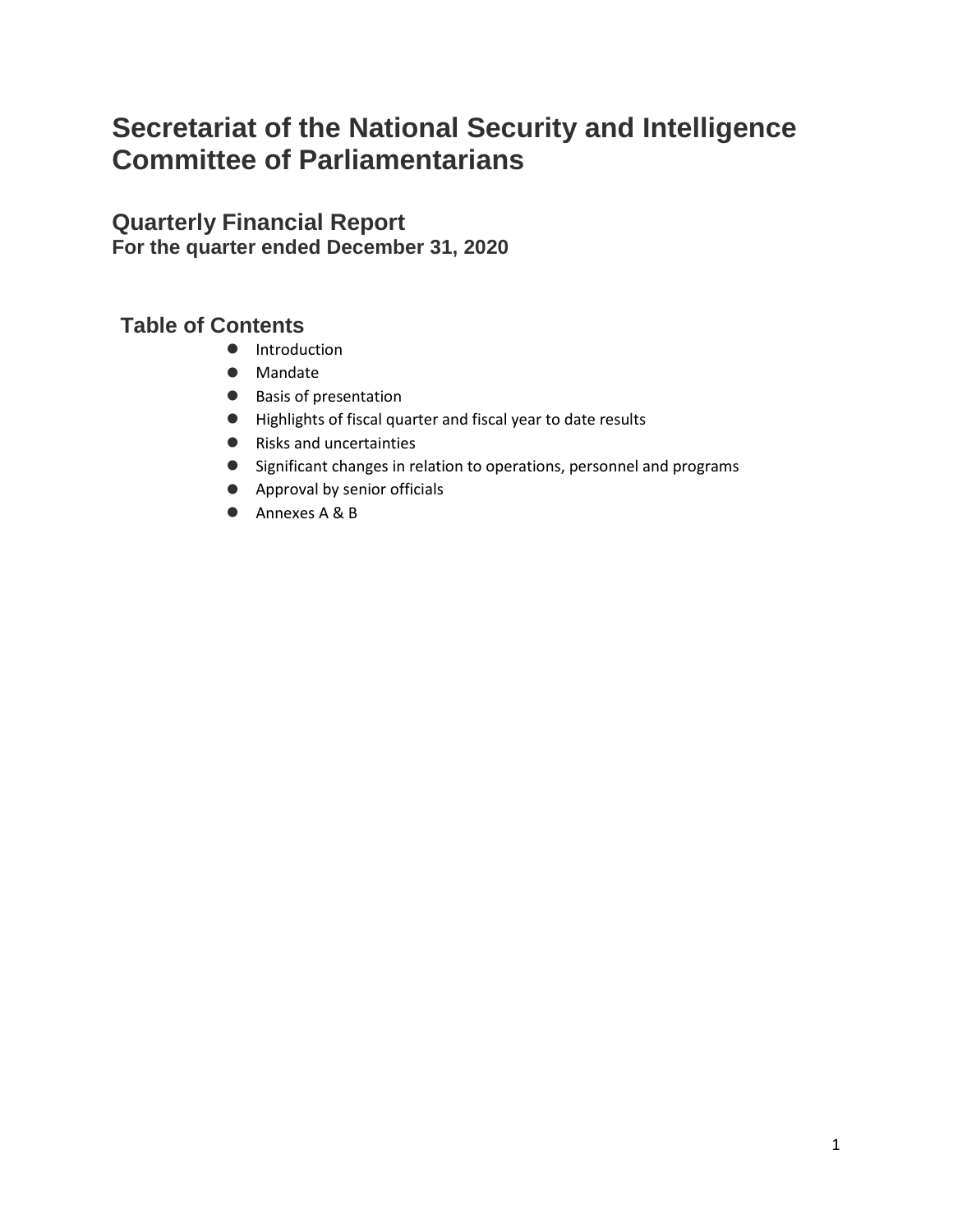# Secretariat of the National Security and Intelligence Committee of Parliamentarians

## Quarterly Financial Report

**For the quarter ended December 31, 2020**

### Table of Contents

- Introduction
- Mandate
- Basis of presentation
- Highlights of fiscal quarter and fiscal year to date results
- Risks and uncertainties
- Significant changes in relation to operations, personnel and programs
- Approval by senior officials
- Annexes A & B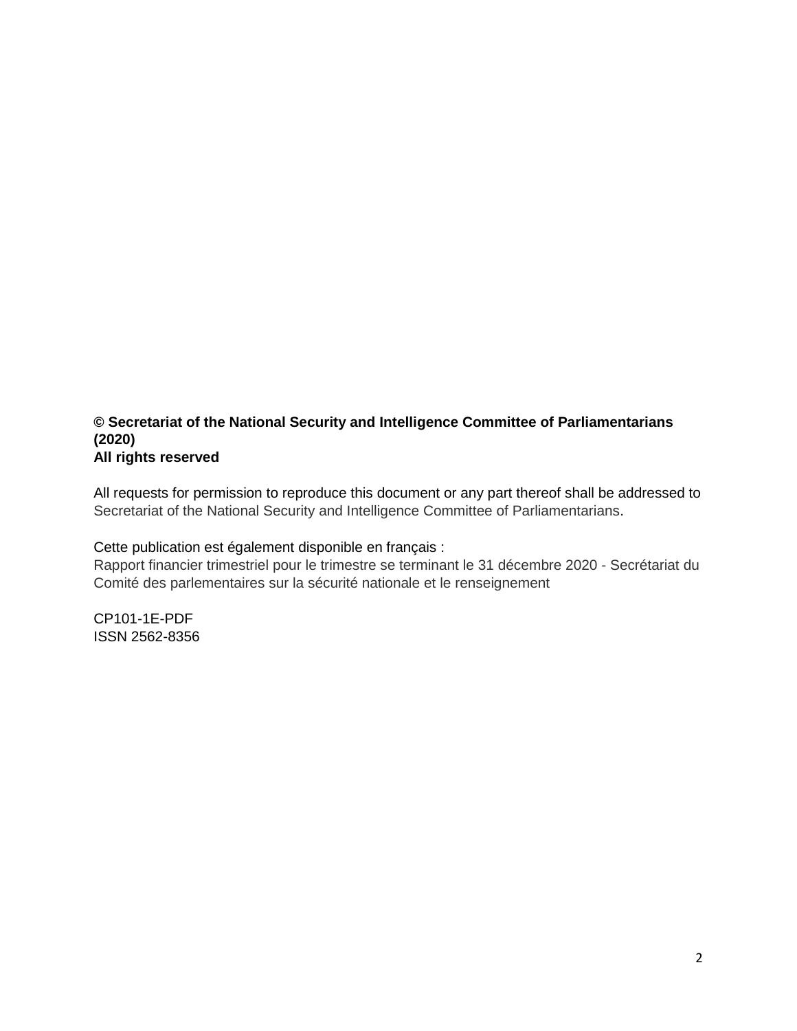**© Secretariat of the National Security and Intelligence Committee of Parliamentarians (2020)**
**All rights reserved**

All requests for permission to reproduce this document or any part thereof shall be addressed to Secretariat of the National Security and Intelligence Committee of Parliamentarians.

Cette publication est également disponible en français :
Rapport financier trimestriel pour le trimestre se terminant le 31 décembre 2020 - Secrétariat du Comité des parlementaires sur la sécurité nationale et le renseignement

CP101-1E-PDF
ISSN 2562-8356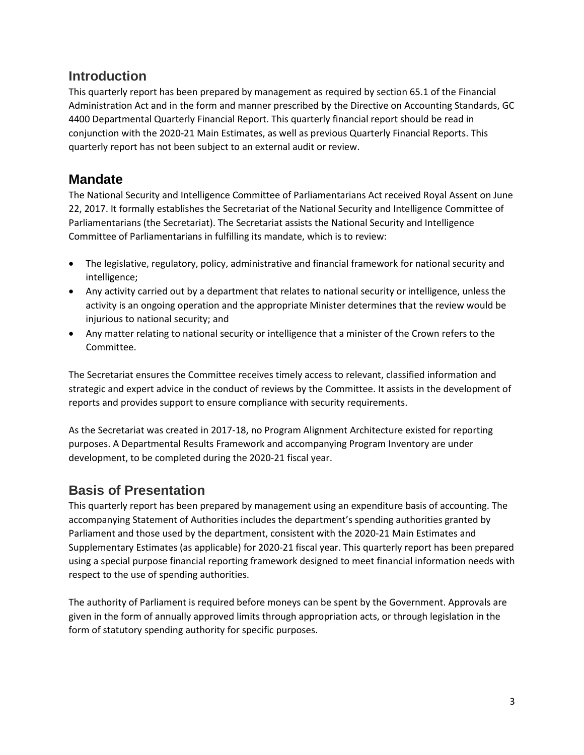## Introduction

This quarterly report has been prepared by management as required by section 65.1 of the Financial Administration Act and in the form and manner prescribed by the Directive on Accounting Standards, GC 4400 Departmental Quarterly Financial Report. This quarterly financial report should be read in conjunction with the 2020-21 Main Estimates, as well as previous Quarterly Financial Reports. This quarterly report has not been subject to an external audit or review.

## Mandate

The National Security and Intelligence Committee of Parliamentarians Act received Royal Assent on June 22, 2017. It formally establishes the Secretariat of the National Security and Intelligence Committee of Parliamentarians (the Secretariat). The Secretariat assists the National Security and Intelligence Committee of Parliamentarians in fulfilling its mandate, which is to review:

- The legislative, regulatory, policy, administrative and financial framework for national security and intelligence;
- Any activity carried out by a department that relates to national security or intelligence, unless the activity is an ongoing operation and the appropriate Minister determines that the review would be injurious to national security; and
- Any matter relating to national security or intelligence that a minister of the Crown refers to the Committee.

The Secretariat ensures the Committee receives timely access to relevant, classified information and strategic and expert advice in the conduct of reviews by the Committee. It assists in the development of reports and provides support to ensure compliance with security requirements.

As the Secretariat was created in 2017-18, no Program Alignment Architecture existed for reporting purposes. A Departmental Results Framework and accompanying Program Inventory are under development, to be completed during the 2020-21 fiscal year.

## Basis of Presentation

This quarterly report has been prepared by management using an expenditure basis of accounting. The accompanying Statement of Authorities includes the department's spending authorities granted by Parliament and those used by the department, consistent with the 2020-21 Main Estimates and Supplementary Estimates (as applicable) for 2020-21 fiscal year. This quarterly report has been prepared using a special purpose financial reporting framework designed to meet financial information needs with respect to the use of spending authorities.

The authority of Parliament is required before moneys can be spent by the Government. Approvals are given in the form of annually approved limits through appropriation acts, or through legislation in the form of statutory spending authority for specific purposes.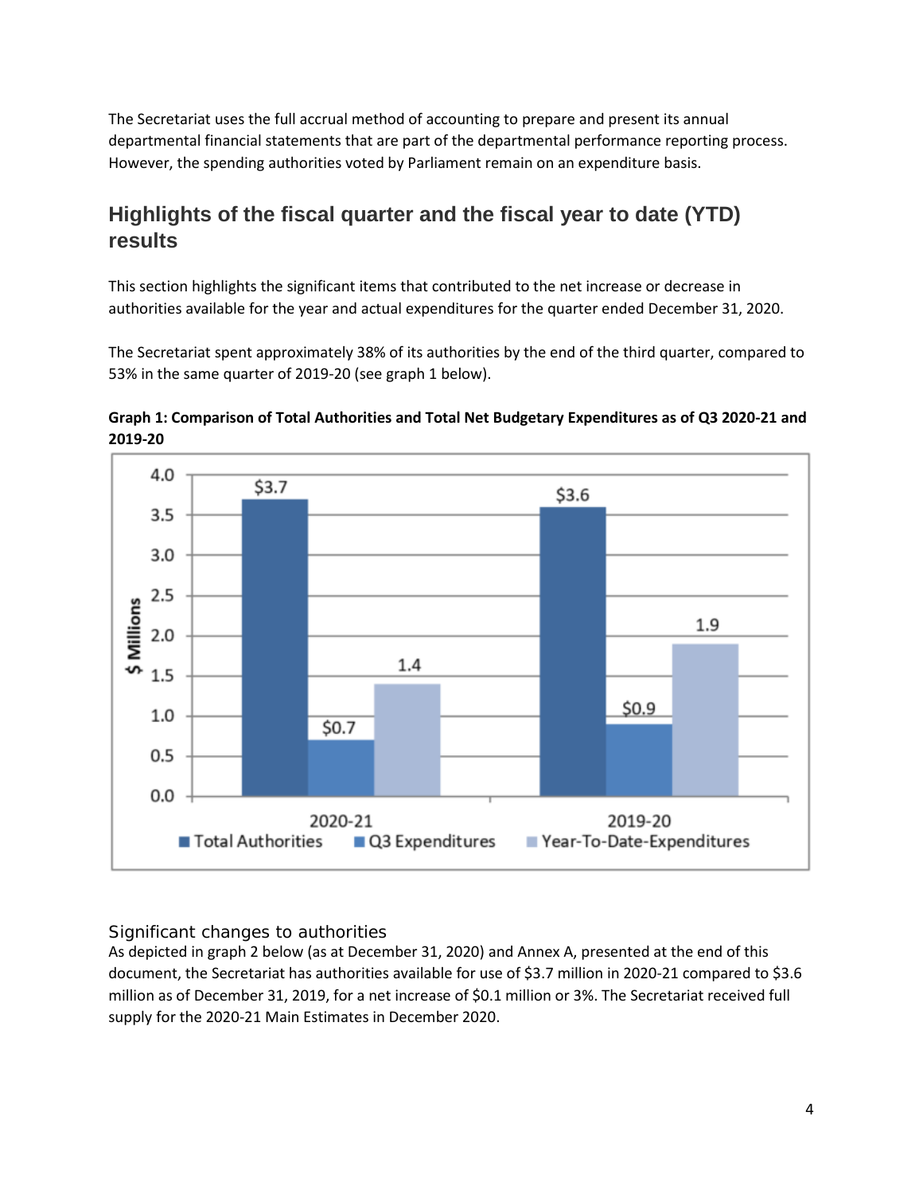The Secretariat uses the full accrual method of accounting to prepare and present its annual departmental financial statements that are part of the departmental performance reporting process. However, the spending authorities voted by Parliament remain on an expenditure basis.

## Highlights of the fiscal quarter and the fiscal year to date (YTD) results

This section highlights the significant items that contributed to the net increase or decrease in authorities available for the year and actual expenditures for the quarter ended December 31, 2020.

The Secretariat spent approximately 38% of its authorities by the end of the third quarter, compared to 53% in the same quarter of 2019-20 (see graph 1 below).

**Graph 1: Comparison of Total Authorities and Total Net Budgetary Expenditures as of Q3 2020-21 and 2019-20**

| ($ Millions) | Total Authorities | Q3 Expenditures | Year-To-Date-Expenditures |
| --- | --- | --- | --- |
| 2020-21 | $3.7 | $0.7 | 1.4 |
| 2019-20 | $3.6 | $0.9 | 1.9 |

### Significant changes to authorities

As depicted in graph 2 below (as at December 31, 2020) and Annex A, presented at the end of this document, the Secretariat has authorities available for use of $3.7 million in 2020-21 compared to $3.6 million as of December 31, 2019, for a net increase of $0.1 million or 3%. The Secretariat received full supply for the 2020-21 Main Estimates in December 2020.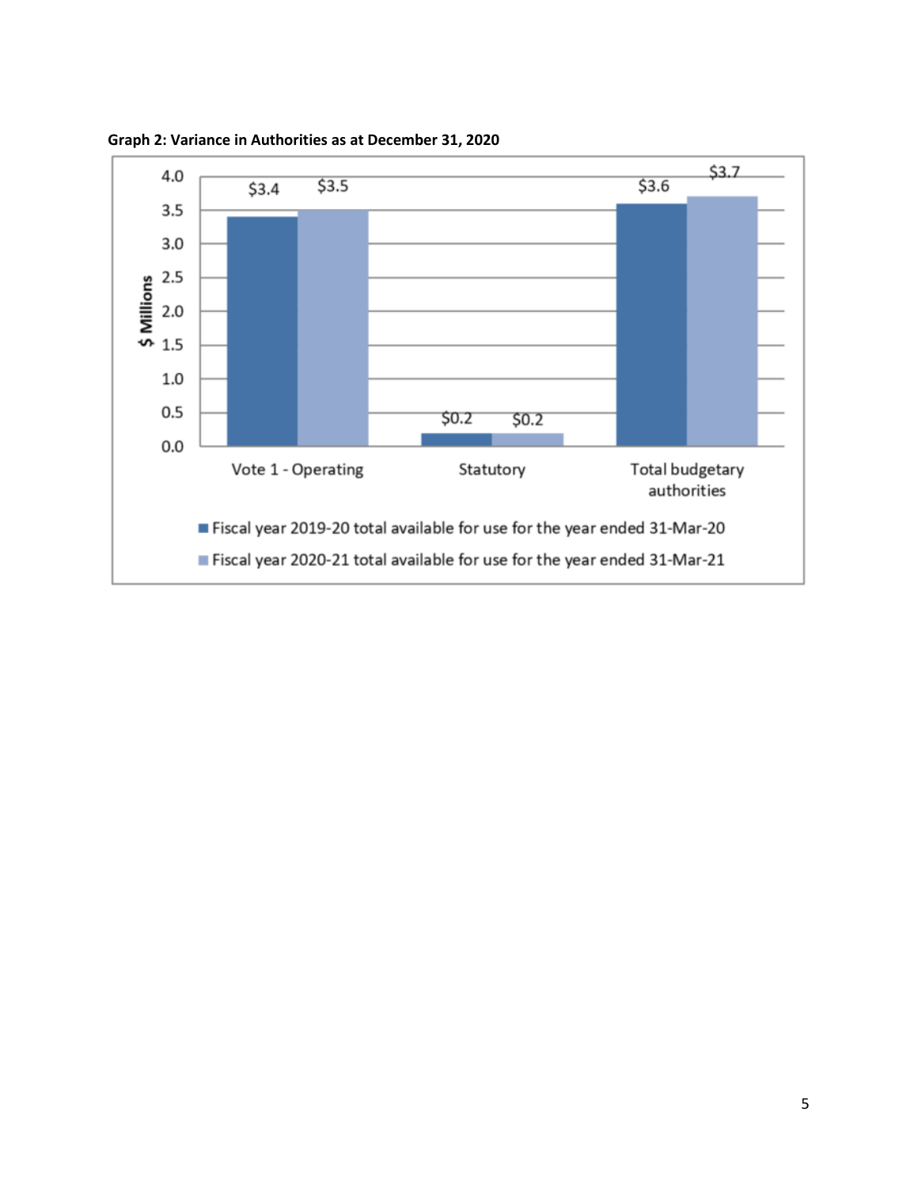**Graph 2: Variance in Authorities as at December 31, 2020**

| | Fiscal year 2019-20 total available for use for the year ended 31-Mar-20 | Fiscal year 2020-21 total available for use for the year ended 31-Mar-21 |
|---|---|---|
| Vote 1 - Operating | $3.4 | $3.5 |
| Statutory | $0.2 | $0.2 |
| Total budgetary authorities | $3.6 | $3.7 |

($ Millions)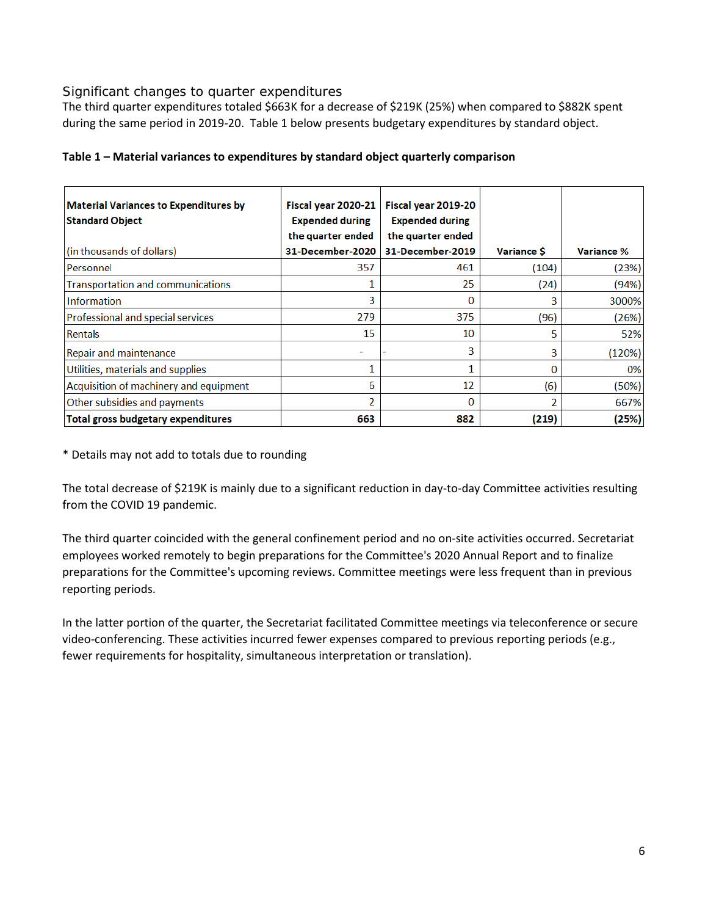## Significant changes to quarter expenditures

The third quarter expenditures totaled $663K for a decrease of $219K (25%) when compared to $882K spent during the same period in 2019-20. Table 1 below presents budgetary expenditures by standard object.

**Table 1 – Material variances to expenditures by standard object quarterly comparison**

| **Material Variances to Expenditures by Standard Object** (in thousands of dollars) | **Fiscal year 2020-21 Expended during the quarter ended 31-December-2020** | **Fiscal year 2019-20 Expended during the quarter ended 31-December-2019** | **Variance $** | **Variance %** |
|---|---|---|---|---|
| Personnel | 357 | 461 | (104) | (23%) |
| Transportation and communications | 1 | 25 | (24) | (94%) |
| Information | 3 | 0 | 3 | 3000% |
| Professional and special services | 279 | 375 | (96) | (26%) |
| Rentals | 15 | 10 | 5 | 52% |
| Repair and maintenance | - | - 3 | 3 | (120%) |
| Utilities, materials and supplies | 1 | 1 | 0 | 0% |
| Acquisition of machinery and equipment | 6 | 12 | (6) | (50%) |
| Other subsidies and payments | 2 | 0 | 2 | 667% |
| **Total gross budgetary expenditures** | **663** | **882** | **(219)** | **(25%)** |

* Details may not add to totals due to rounding

The total decrease of $219K is mainly due to a significant reduction in day-to-day Committee activities resulting from the COVID 19 pandemic.

The third quarter coincided with the general confinement period and no on-site activities occurred. Secretariat employees worked remotely to begin preparations for the Committee's 2020 Annual Report and to finalize preparations for the Committee's upcoming reviews. Committee meetings were less frequent than in previous reporting periods.

In the latter portion of the quarter, the Secretariat facilitated Committee meetings via teleconference or secure video-conferencing. These activities incurred fewer expenses compared to previous reporting periods (e.g., fewer requirements for hospitality, simultaneous interpretation or translation).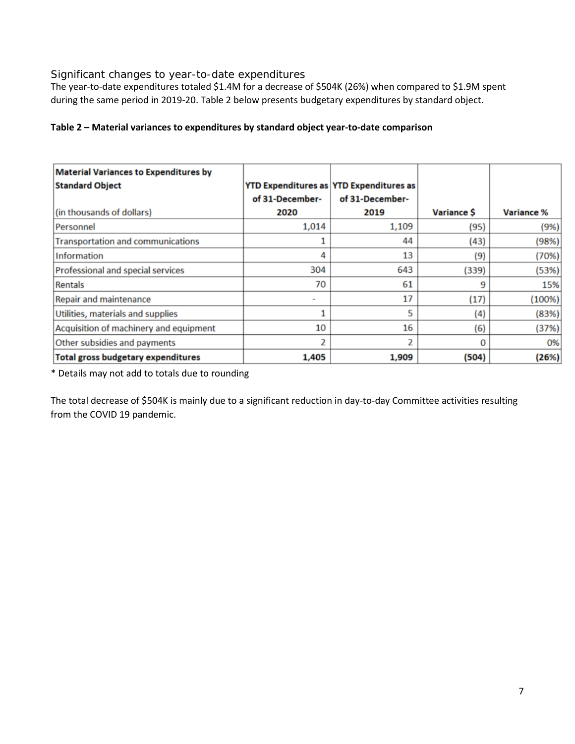## Significant changes to year-to-date expenditures

The year-to-date expenditures totaled $1.4M for a decrease of $504K (26%) when compared to $1.9M spent during the same period in 2019-20. Table 2 below presents budgetary expenditures by standard object.

**Table 2 – Material variances to expenditures by standard object year-to-date comparison**

| **Material Variances to Expenditures by Standard Object** (in thousands of dollars) | **YTD Expenditures as of 31-December-2020** | **YTD Expenditures as of 31-December-2019** | **Variance $** | **Variance %** |
|---|---|---|---|---|
| Personnel | 1,014 | 1,109 | (95) | (9%) |
| Transportation and communications | 1 | 44 | (43) | (98%) |
| Information | 4 | 13 | (9) | (70%) |
| Professional and special services | 304 | 643 | (339) | (53%) |
| Rentals | 70 | 61 | 9 | 15% |
| Repair and maintenance | - | 17 | (17) | (100%) |
| Utilities, materials and supplies | 1 | 5 | (4) | (83%) |
| Acquisition of machinery and equipment | 10 | 16 | (6) | (37%) |
| Other subsidies and payments | 2 | 2 | 0 | 0% |
| **Total gross budgetary expenditures** | **1,405** | **1,909** | **(504)** | **(26%)** |

* Details may not add to totals due to rounding

The total decrease of $504K is mainly due to a significant reduction in day-to-day Committee activities resulting from the COVID 19 pandemic.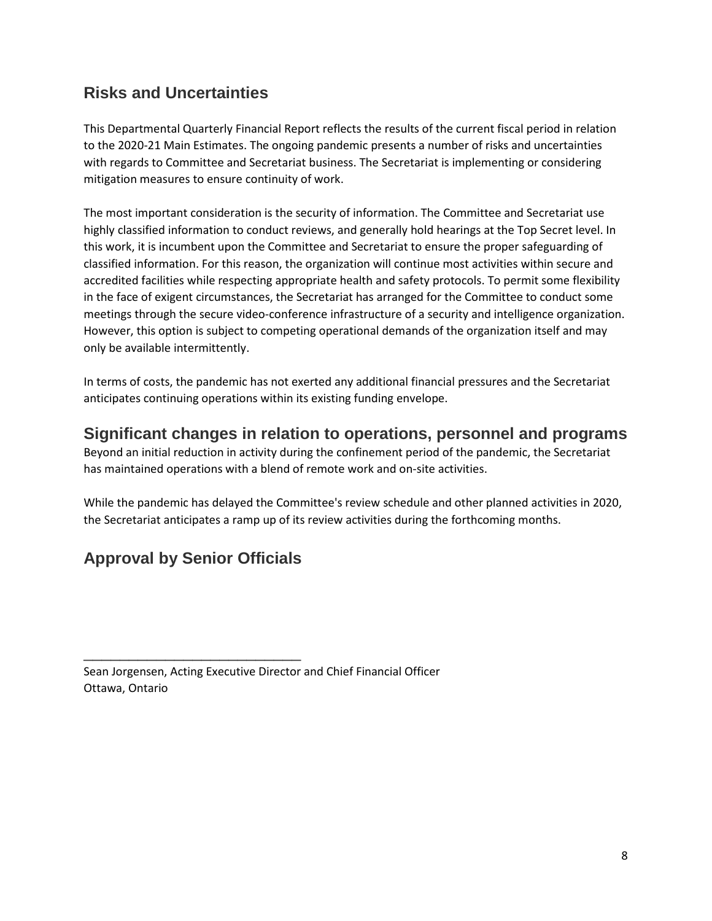## Risks and Uncertainties

This Departmental Quarterly Financial Report reflects the results of the current fiscal period in relation to the 2020-21 Main Estimates. The ongoing pandemic presents a number of risks and uncertainties with regards to Committee and Secretariat business. The Secretariat is implementing or considering mitigation measures to ensure continuity of work.

The most important consideration is the security of information. The Committee and Secretariat use highly classified information to conduct reviews, and generally hold hearings at the Top Secret level. In this work, it is incumbent upon the Committee and Secretariat to ensure the proper safeguarding of classified information. For this reason, the organization will continue most activities within secure and accredited facilities while respecting appropriate health and safety protocols. To permit some flexibility in the face of exigent circumstances, the Secretariat has arranged for the Committee to conduct some meetings through the secure video-conference infrastructure of a security and intelligence organization. However, this option is subject to competing operational demands of the organization itself and may only be available intermittently.

In terms of costs, the pandemic has not exerted any additional financial pressures and the Secretariat anticipates continuing operations within its existing funding envelope.

## Significant changes in relation to operations, personnel and programs

Beyond an initial reduction in activity during the confinement period of the pandemic, the Secretariat has maintained operations with a blend of remote work and on-site activities.

While the pandemic has delayed the Committee's review schedule and other planned activities in 2020, the Secretariat anticipates a ramp up of its review activities during the forthcoming months.

## Approval by Senior Officials

\_\_\_\_\_\_\_\_\_\_\_\_\_\_\_\_\_\_\_\_\_\_\_\_\_\_\_\_\_\_\_\_\_\_

Sean Jorgensen, Acting Executive Director and Chief Financial Officer
Ottawa, Ontario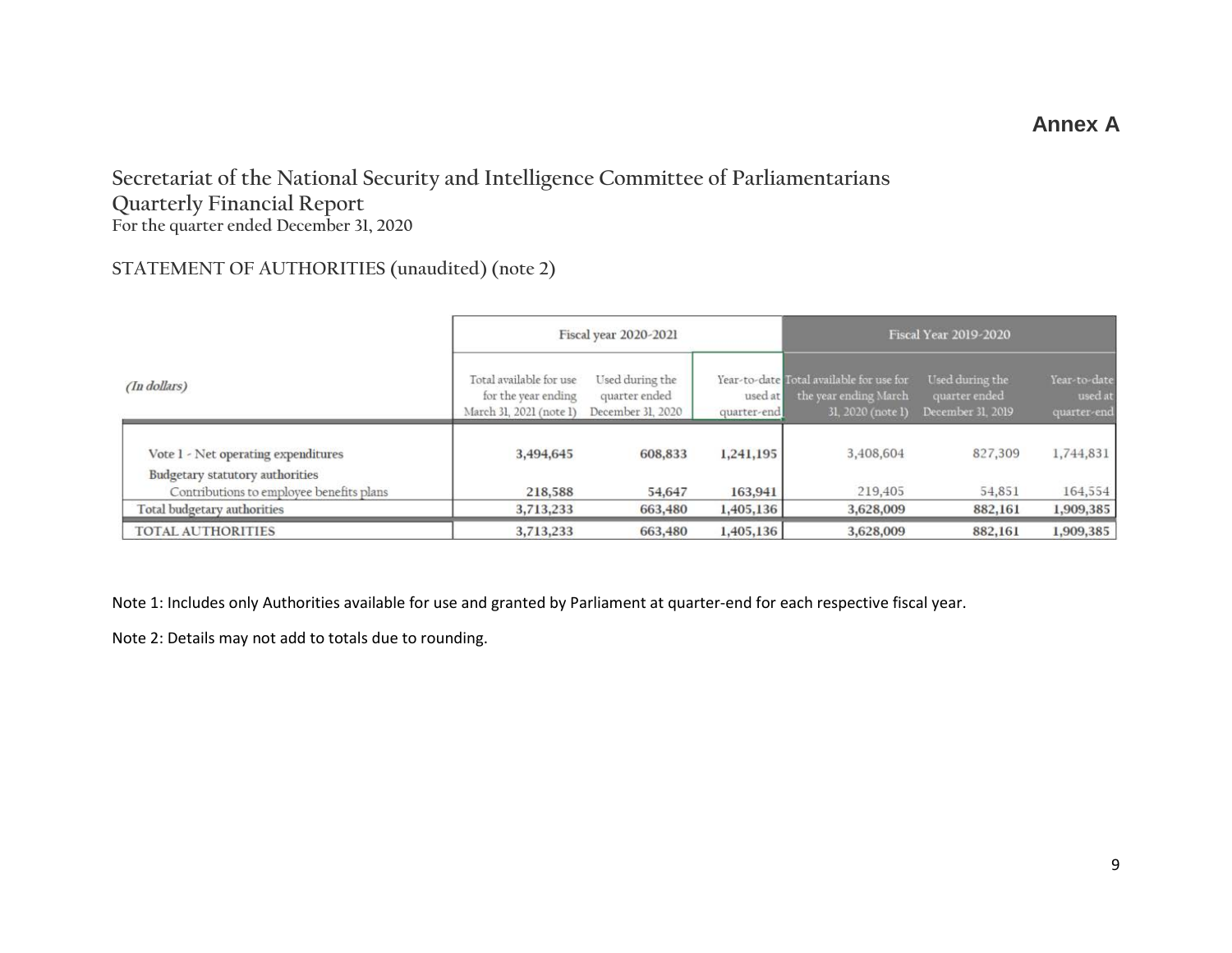**Annex A**

# Secretariat of the National Security and Intelligence Committee of Parliamentarians
## Quarterly Financial Report
### For the quarter ended December 31, 2020

### STATEMENT OF AUTHORITIES (unaudited) (note 2)

| *(In dollars)* | Fiscal year 2020-2021 | | | Fiscal Year 2019-2020 | | |
|---|---|---|---|---|---|---|
| | Total available for use for the year ending March 31, 2021 (note 1) | Used during the quarter ended December 31, 2020 | Year-to-date used at quarter-end | Total available for use for the year ending March 31, 2020 (note 1) | Used during the quarter ended December 31, 2019 | Year-to-date used at quarter-end |
| Vote 1 - Net operating expenditures | **3,494,645** | **608,833** | **1,241,195** | 3,408,604 | 827,309 | 1,744,831 |
| Budgetary statutory authorities | | | | | | |
| Contributions to employee benefits plans | **218,588** | **54,647** | **163,941** | 219,405 | 54,851 | 164,554 |
| Total budgetary authorities | **3,713,233** | **663,480** | **1,405,136** | **3,628,009** | **882,161** | **1,909,385** |
| TOTAL AUTHORITIES | **3,713,233** | **663,480** | **1,405,136** | **3,628,009** | **882,161** | **1,909,385** |

Note 1: Includes only Authorities available for use and granted by Parliament at quarter-end for each respective fiscal year.

Note 2: Details may not add to totals due to rounding.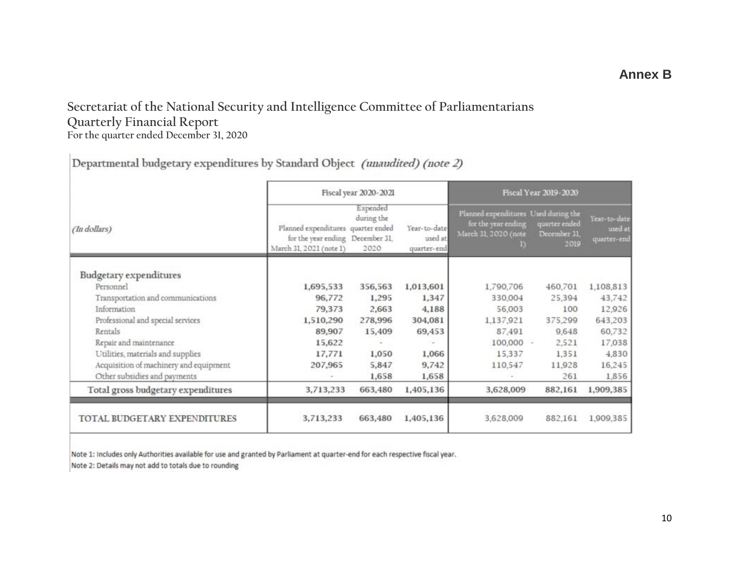**Annex B**

**Secretariat of the National Security and Intelligence Committee of Parliamentarians**
**Quarterly Financial Report**
**For the quarter ended December 31, 2020**

## Departmental budgetary expenditures by Standard Object *(unaudited) (note 2)*

| (In dollars) | Fiscal year 2020-2021 | | | Fiscal Year 2019-2020 | | |
|---|---|---|---|---|---|---|
| | Planned expenditures for the year ending March 31, 2021 (note 1) | Expended during the quarter ended December 31, 2020 | Year-to-date used at quarter-end | Planned expenditures for the year ending March 31, 2020 (note 1) | Used during the quarter ended December 31, 2019 | Year-to-date used at quarter-end |
| **Budgetary expenditures** | | | | | | |
| Personnel | 1,695,533 | 356,563 | 1,013,601 | 1,790,706 | 460,701 | 1,108,813 |
| Transportation and communications | 96,772 | 1,295 | 1,347 | 330,004 | 25,394 | 43,742 |
| Information | 79,373 | 2,663 | 4,188 | 56,003 | 100 | 12,926 |
| Professional and special services | 1,510,290 | 278,996 | 304,081 | 1,137,921 | 375,299 | 643,203 |
| Rentals | 89,907 | 15,409 | 69,453 | 87,491 | 9,648 | 60,732 |
| Repair and maintenance | 15,622 | - | - | 100,000 | - 2,521 | 17,038 |
| Utilities, materials and supplies | 17,771 | 1,050 | 1,066 | 15,337 | 1,351 | 4,830 |
| Acquisition of machinery and equipment | 207,965 | 5,847 | 9,742 | 110,547 | 11,928 | 16,245 |
| Other subsidies and payments | - | 1,658 | 1,658 | - | 261 | 1,856 |
| **Total gross budgetary expenditures** | 3,713,233 | 663,480 | 1,405,136 | 3,628,009 | 882,161 | 1,909,385 |
| TOTAL BUDGETARY EXPENDITURES | 3,713,233 | 663,480 | 1,405,136 | 3,628,009 | 882,161 | 1,909,385 |

Note 1: Includes only Authorities available for use and granted by Parliament at quarter-end for each respective fiscal year.
Note 2: Details may not add to totals due to rounding